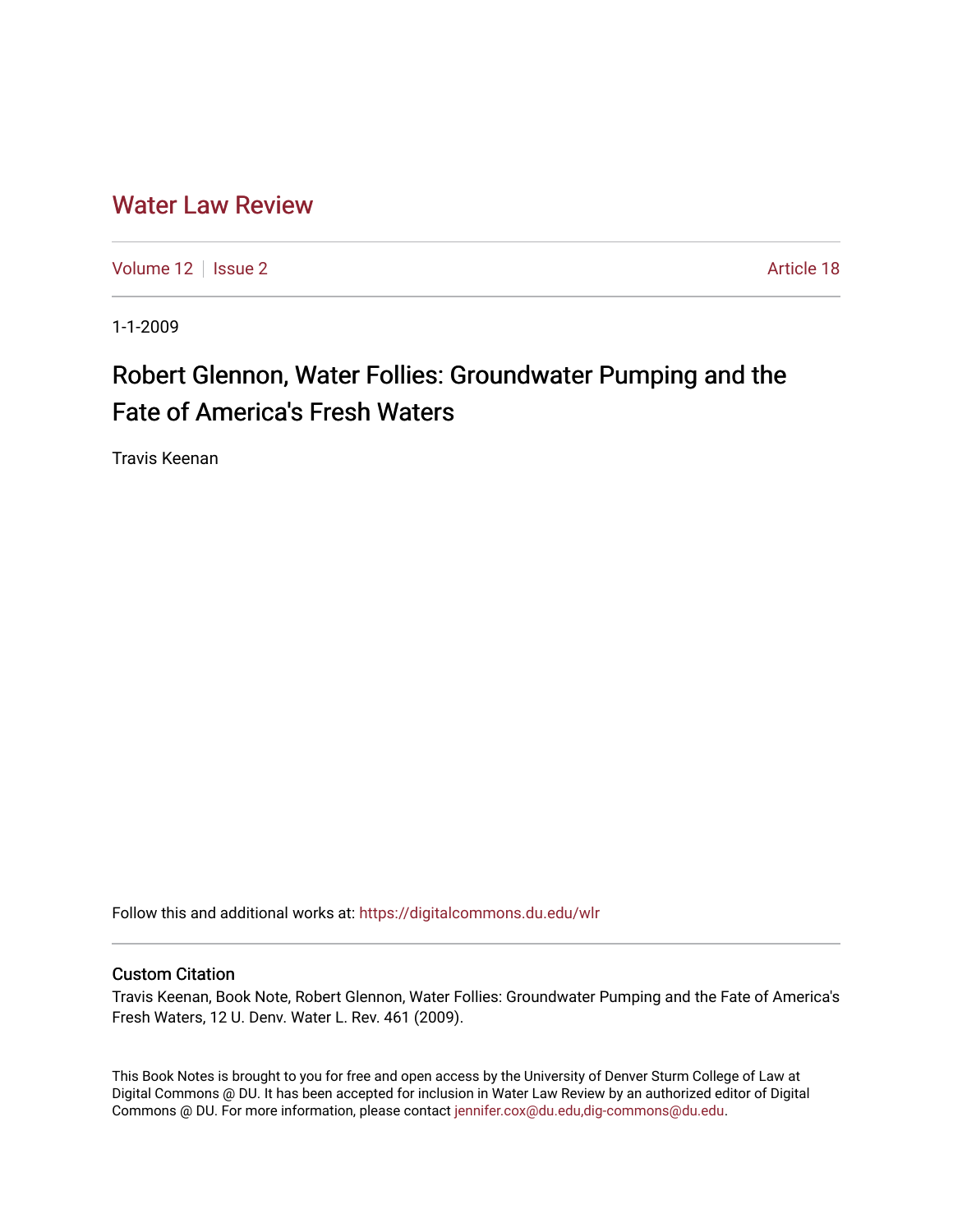# Water Law Review

Volume 12 | Issue 2 | Article 18

1-1-2009

## Robert Glennon, Water Follies: Groundwater Pumping and the Fate of America's Fresh Waters

Travis Keenan

Follow this and additional works at: https://digitalcommons.du.edu/wlr

### Custom Citation

Travis Keenan, Book Note, Robert Glennon, Water Follies: Groundwater Pumping and the Fate of America's Fresh Waters, 12 U. Denv. Water L. Rev. 461 (2009).

This Book Notes is brought to you for free and open access by the University of Denver Sturm College of Law at Digital Commons @ DU. It has been accepted for inclusion in Water Law Review by an authorized editor of Digital Commons @ DU. For more information, please contact jennifer.cox@du.edu,dig-commons@du.edu.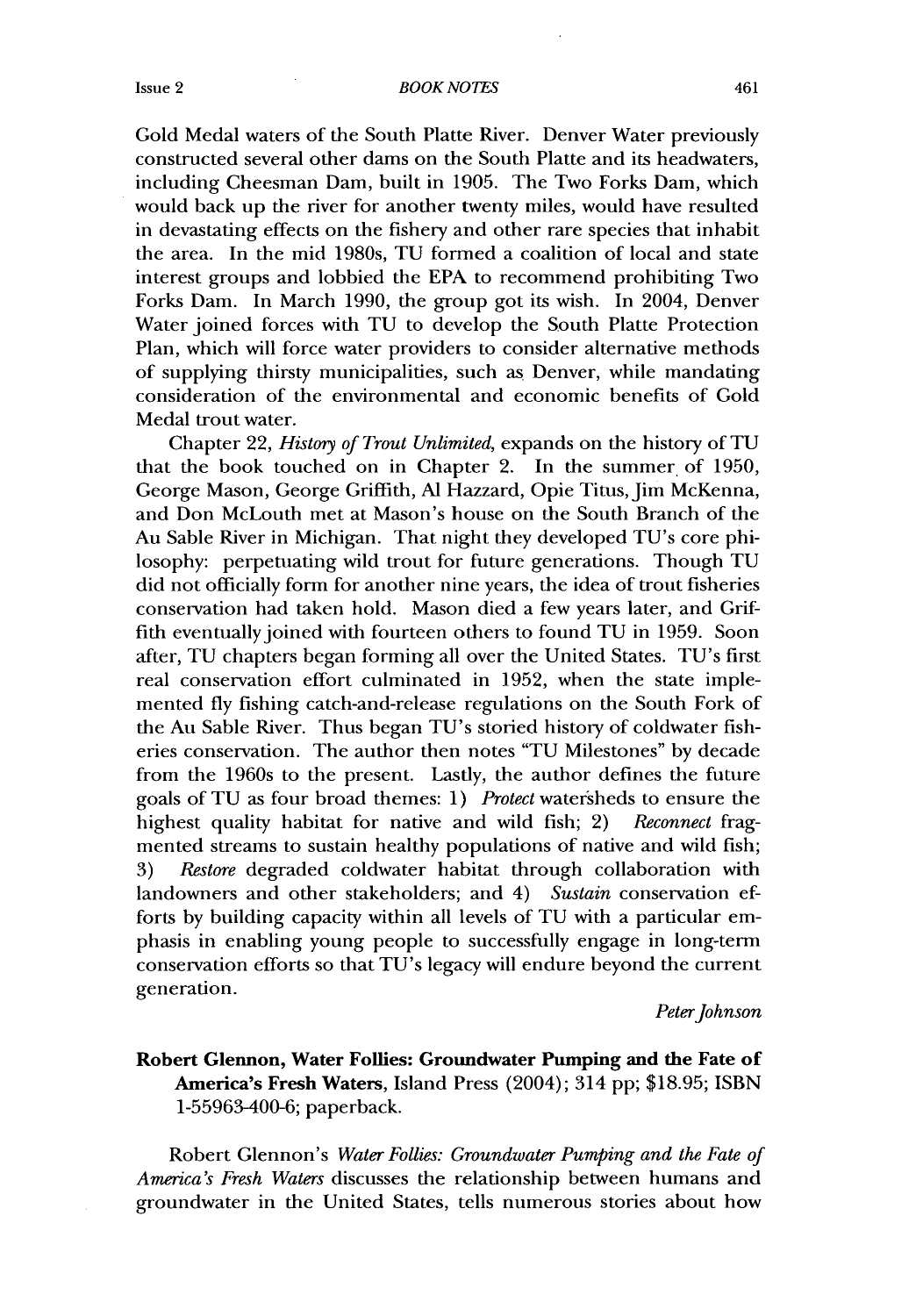Gold Medal waters of the South Platte River. Denver Water previously constructed several other dams on the South Platte and its headwaters, including Cheesman Dam, built in 1905. The Two Forks Dam, which would back up the river for another twenty miles, would have resulted in devastating effects on the fishery and other rare species that inhabit the area. In the mid 1980s, TU formed a coalition of local and state interest groups and lobbied the EPA to recommend prohibiting Two Forks Dam. In March 1990, the group got its wish. In 2004, Denver Water joined forces with TU to develop the South Platte Protection Plan, which will force water providers to consider alternative methods of supplying thirsty municipalities, such as Denver, while mandating consideration of the environmental and economic benefits of Gold Medal trout water.

Chapter 22, *History of Trout Unlimited*, expands on the history of TU that the book touched on in Chapter 2. In the summer of 1950, George Mason, George Griffith, Al Hazzard, Opie Titus, Jim McKenna, and Don McLouth met at Mason's house on the South Branch of the Au Sable River in Michigan. That night they developed TU's core philosophy: perpetuating wild trout for future generations. Though TU did not officially form for another nine years, the idea of trout fisheries conservation had taken hold. Mason died a few years later, and Griffith eventually joined with fourteen others to found TU in 1959. Soon after, TU chapters began forming all over the United States. TU's first real conservation effort culminated in 1952, when the state implemented fly fishing catch-and-release regulations on the South Fork of the Au Sable River. Thus began TU's storied history of coldwater fisheries conservation. The author then notes "TU Milestones" by decade from the 1960s to the present. Lastly, the author defines the future goals of TU as four broad themes: 1) *Protect* watersheds to ensure the highest quality habitat for native and wild fish; 2) *Reconnect* fragmented streams to sustain healthy populations of native and wild fish; 3) *Restore* degraded coldwater habitat through collaboration with landowners and other stakeholders; and 4) *Sustain* conservation efforts by building capacity within all levels of TU with a particular emphasis in enabling young people to successfully engage in long-term conservation efforts so that TU's legacy will endure beyond the current generation.

*Peter Johnson*

**Robert Glennon, Water Follies: Groundwater Pumping and the Fate of America's Fresh Waters**, Island Press (2004); 314 pp; $18.95; ISBN 1-55963-400-6; paperback.

Robert Glennon's *Water Follies: Groundwater Pumping and the Fate of America's Fresh Waters* discusses the relationship between humans and groundwater in the United States, tells numerous stories about how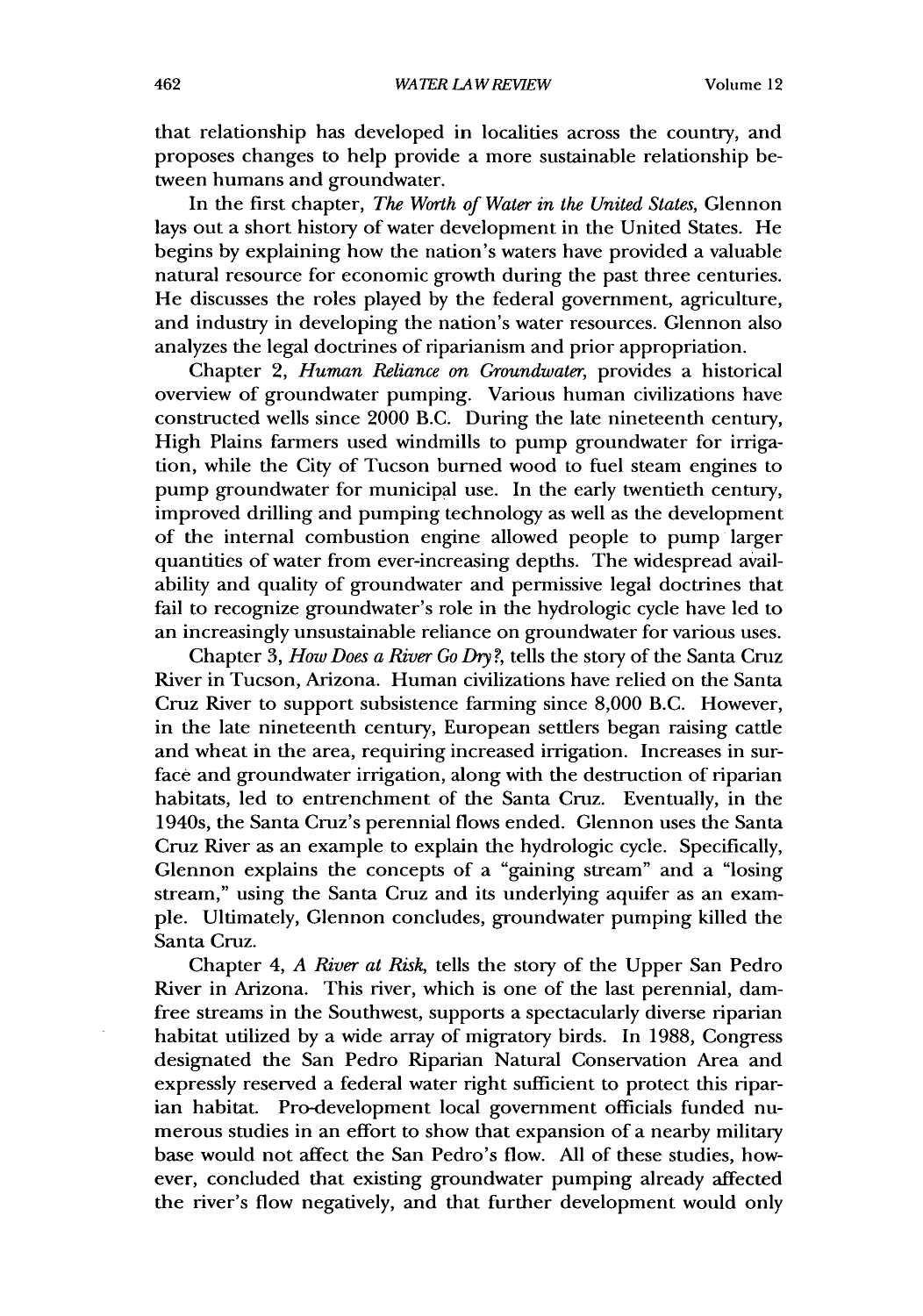that relationship has developed in localities across the country, and proposes changes to help provide a more sustainable relationship between humans and groundwater.

In the first chapter, *The Worth of Water in the United States*, Glennon lays out a short history of water development in the United States. He begins by explaining how the nation's waters have provided a valuable natural resource for economic growth during the past three centuries. He discusses the roles played by the federal government, agriculture, and industry in developing the nation's water resources. Glennon also analyzes the legal doctrines of riparianism and prior appropriation.

Chapter 2, *Human Reliance on Groundwater*, provides a historical overview of groundwater pumping. Various human civilizations have constructed wells since 2000 B.C. During the late nineteenth century, High Plains farmers used windmills to pump groundwater for irrigation, while the City of Tucson burned wood to fuel steam engines to pump groundwater for municipal use. In the early twentieth century, improved drilling and pumping technology as well as the development of the internal combustion engine allowed people to pump larger quantities of water from ever-increasing depths. The widespread availability and quality of groundwater and permissive legal doctrines that fail to recognize groundwater's role in the hydrologic cycle have led to an increasingly unsustainable reliance on groundwater for various uses.

Chapter 3, *How Does a River Go Dry?*, tells the story of the Santa Cruz River in Tucson, Arizona. Human civilizations have relied on the Santa Cruz River to support subsistence farming since 8,000 B.C. However, in the late nineteenth century, European settlers began raising cattle and wheat in the area, requiring increased irrigation. Increases in surface and groundwater irrigation, along with the destruction of riparian habitats, led to entrenchment of the Santa Cruz. Eventually, in the 1940s, the Santa Cruz's perennial flows ended. Glennon uses the Santa Cruz River as an example to explain the hydrologic cycle. Specifically, Glennon explains the concepts of a "gaining stream" and a "losing stream," using the Santa Cruz and its underlying aquifer as an example. Ultimately, Glennon concludes, groundwater pumping killed the Santa Cruz.

Chapter 4, *A River at Risk*, tells the story of the Upper San Pedro River in Arizona. This river, which is one of the last perennial, dam-free streams in the Southwest, supports a spectacularly diverse riparian habitat utilized by a wide array of migratory birds. In 1988, Congress designated the San Pedro Riparian Natural Conservation Area and expressly reserved a federal water right sufficient to protect this riparian habitat. Pro-development local government officials funded numerous studies in an effort to show that expansion of a nearby military base would not affect the San Pedro's flow. All of these studies, however, concluded that existing groundwater pumping already affected the river's flow negatively, and that further development would only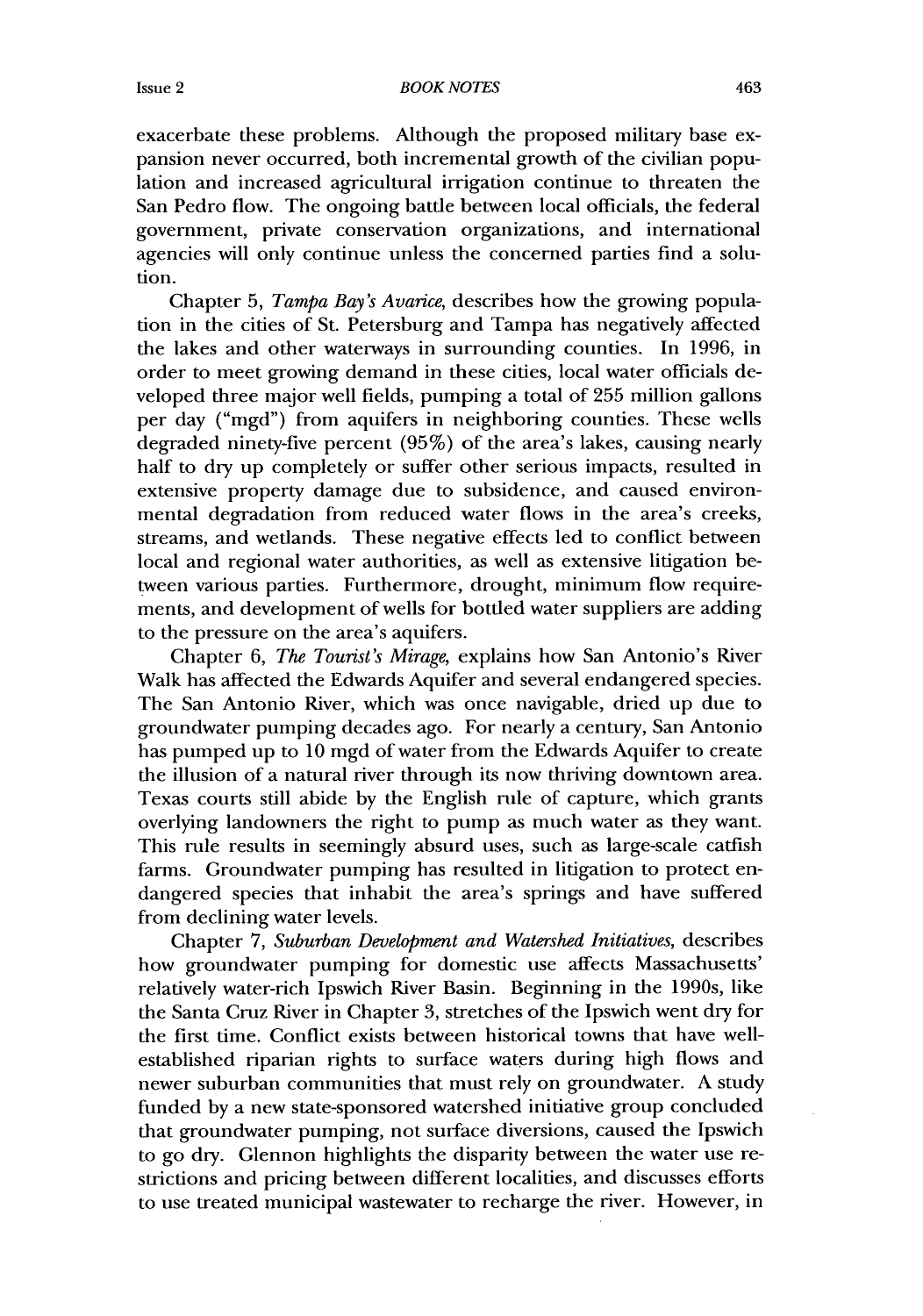exacerbate these problems. Although the proposed military base expansion never occurred, both incremental growth of the civilian population and increased agricultural irrigation continue to threaten the San Pedro flow. The ongoing battle between local officials, the federal government, private conservation organizations, and international agencies will only continue unless the concerned parties find a solution.

Chapter 5, *Tampa Bay's Avarice*, describes how the growing population in the cities of St. Petersburg and Tampa has negatively affected the lakes and other waterways in surrounding counties. In 1996, in order to meet growing demand in these cities, local water officials developed three major well fields, pumping a total of 255 million gallons per day ("mgd") from aquifers in neighboring counties. These wells degraded ninety-five percent (95%) of the area's lakes, causing nearly half to dry up completely or suffer other serious impacts, resulted in extensive property damage due to subsidence, and caused environmental degradation from reduced water flows in the area's creeks, streams, and wetlands. These negative effects led to conflict between local and regional water authorities, as well as extensive litigation between various parties. Furthermore, drought, minimum flow requirements, and development of wells for bottled water suppliers are adding to the pressure on the area's aquifers.

Chapter 6, *The Tourist's Mirage*, explains how San Antonio's River Walk has affected the Edwards Aquifer and several endangered species. The San Antonio River, which was once navigable, dried up due to groundwater pumping decades ago. For nearly a century, San Antonio has pumped up to 10 mgd of water from the Edwards Aquifer to create the illusion of a natural river through its now thriving downtown area. Texas courts still abide by the English rule of capture, which grants overlying landowners the right to pump as much water as they want. This rule results in seemingly absurd uses, such as large-scale catfish farms. Groundwater pumping has resulted in litigation to protect endangered species that inhabit the area's springs and have suffered from declining water levels.

Chapter 7, *Suburban Development and Watershed Initiatives*, describes how groundwater pumping for domestic use affects Massachusetts' relatively water-rich Ipswich River Basin. Beginning in the 1990s, like the Santa Cruz River in Chapter 3, stretches of the Ipswich went dry for the first time. Conflict exists between historical towns that have well-established riparian rights to surface waters during high flows and newer suburban communities that must rely on groundwater. A study funded by a new state-sponsored watershed initiative group concluded that groundwater pumping, not surface diversions, caused the Ipswich to go dry. Glennon highlights the disparity between the water use restrictions and pricing between different localities, and discusses efforts to use treated municipal wastewater to recharge the river. However, in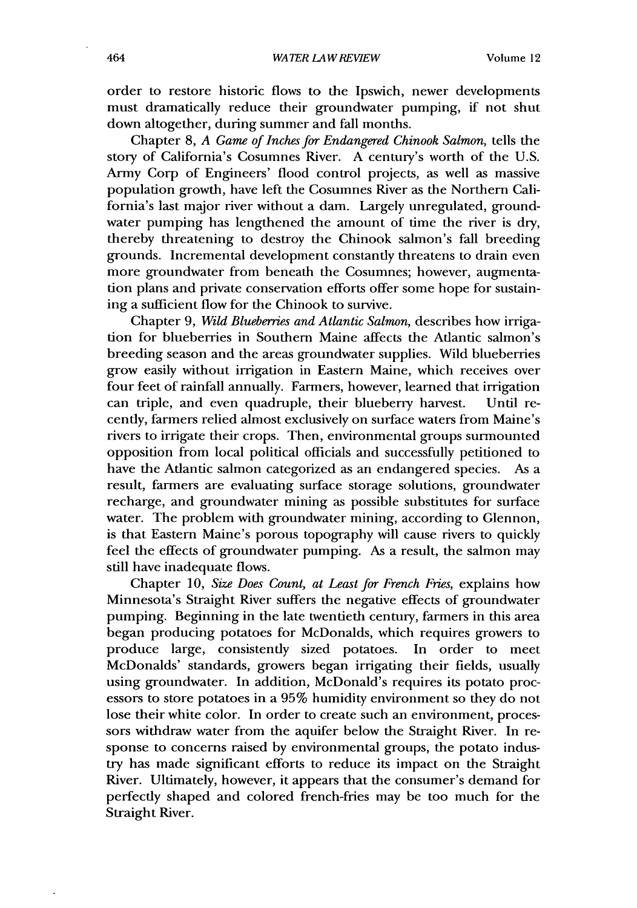order to restore historic flows to the Ipswich, newer developments must dramatically reduce their groundwater pumping, if not shut down altogether, during summer and fall months.

Chapter 8, *A Game of Inches for Endangered Chinook Salmon*, tells the story of California's Cosumnes River. A century's worth of the U.S. Army Corp of Engineers' flood control projects, as well as massive population growth, have left the Cosumnes River as the Northern California's last major river without a dam. Largely unregulated, groundwater pumping has lengthened the amount of time the river is dry, thereby threatening to destroy the Chinook salmon's fall breeding grounds. Incremental development constantly threatens to drain even more groundwater from beneath the Cosumnes; however, augmentation plans and private conservation efforts offer some hope for sustaining a sufficient flow for the Chinook to survive.

Chapter 9, *Wild Blueberries and Atlantic Salmon*, describes how irrigation for blueberries in Southern Maine affects the Atlantic salmon's breeding season and the areas groundwater supplies. Wild blueberries grow easily without irrigation in Eastern Maine, which receives over four feet of rainfall annually. Farmers, however, learned that irrigation can triple, and even quadruple, their blueberry harvest. Until recently, farmers relied almost exclusively on surface waters from Maine's rivers to irrigate their crops. Then, environmental groups surmounted opposition from local political officials and successfully petitioned to have the Atlantic salmon categorized as an endangered species. As a result, farmers are evaluating surface storage solutions, groundwater recharge, and groundwater mining as possible substitutes for surface water. The problem with groundwater mining, according to Glennon, is that Eastern Maine's porous topography will cause rivers to quickly feel the effects of groundwater pumping. As a result, the salmon may still have inadequate flows.

Chapter 10, *Size Does Count, at Least for French Fries*, explains how Minnesota's Straight River suffers the negative effects of groundwater pumping. Beginning in the late twentieth century, farmers in this area began producing potatoes for McDonalds, which requires growers to produce large, consistently sized potatoes. In order to meet McDonalds' standards, growers began irrigating their fields, usually using groundwater. In addition, McDonald's requires its potato processors to store potatoes in a 95% humidity environment so they do not lose their white color. In order to create such an environment, processors withdraw water from the aquifer below the Straight River. In response to concerns raised by environmental groups, the potato industry has made significant efforts to reduce its impact on the Straight River. Ultimately, however, it appears that the consumer's demand for perfectly shaped and colored french-fries may be too much for the Straight River.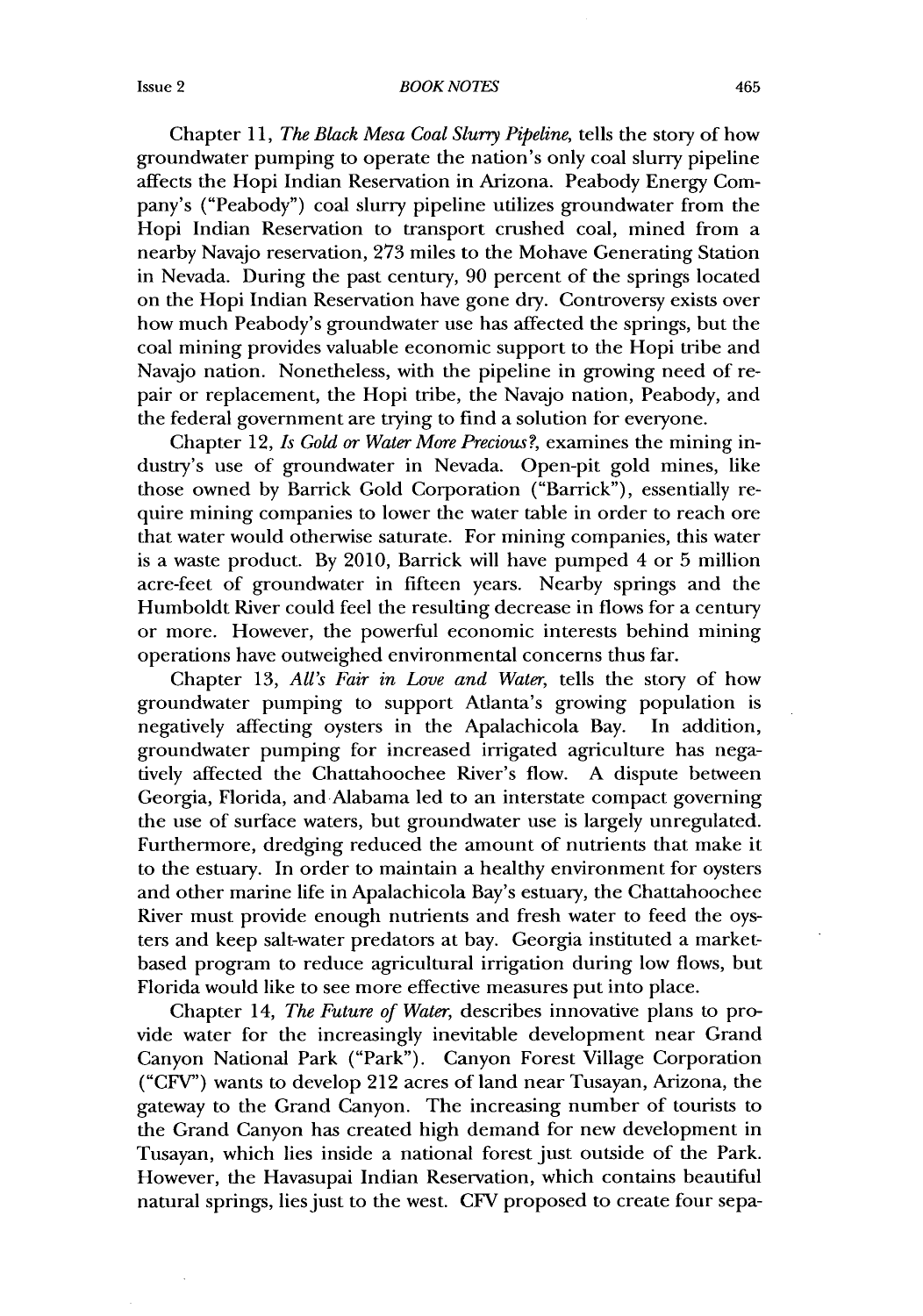Chapter 11, *The Black Mesa Coal Slurry Pipeline*, tells the story of how groundwater pumping to operate the nation's only coal slurry pipeline affects the Hopi Indian Reservation in Arizona. Peabody Energy Company's ("Peabody") coal slurry pipeline utilizes groundwater from the Hopi Indian Reservation to transport crushed coal, mined from a nearby Navajo reservation, 273 miles to the Mohave Generating Station in Nevada. During the past century, 90 percent of the springs located on the Hopi Indian Reservation have gone dry. Controversy exists over how much Peabody's groundwater use has affected the springs, but the coal mining provides valuable economic support to the Hopi tribe and Navajo nation. Nonetheless, with the pipeline in growing need of repair or replacement, the Hopi tribe, the Navajo nation, Peabody, and the federal government are trying to find a solution for everyone.

Chapter 12, *Is Gold or Water More Precious?*, examines the mining industry's use of groundwater in Nevada. Open-pit gold mines, like those owned by Barrick Gold Corporation ("Barrick"), essentially require mining companies to lower the water table in order to reach ore that water would otherwise saturate. For mining companies, this water is a waste product. By 2010, Barrick will have pumped 4 or 5 million acre-feet of groundwater in fifteen years. Nearby springs and the Humboldt River could feel the resulting decrease in flows for a century or more. However, the powerful economic interests behind mining operations have outweighed environmental concerns thus far.

Chapter 13, *All's Fair in Love and Water*, tells the story of how groundwater pumping to support Atlanta's growing population is negatively affecting oysters in the Apalachicola Bay. In addition, groundwater pumping for increased irrigated agriculture has negatively affected the Chattahoochee River's flow. A dispute between Georgia, Florida, and Alabama led to an interstate compact governing the use of surface waters, but groundwater use is largely unregulated. Furthermore, dredging reduced the amount of nutrients that make it to the estuary. In order to maintain a healthy environment for oysters and other marine life in Apalachicola Bay's estuary, the Chattahoochee River must provide enough nutrients and fresh water to feed the oysters and keep salt-water predators at bay. Georgia instituted a market-based program to reduce agricultural irrigation during low flows, but Florida would like to see more effective measures put into place.

Chapter 14, *The Future of Water*, describes innovative plans to provide water for the increasingly inevitable development near Grand Canyon National Park ("Park"). Canyon Forest Village Corporation ("CFV") wants to develop 212 acres of land near Tusayan, Arizona, the gateway to the Grand Canyon. The increasing number of tourists to the Grand Canyon has created high demand for new development in Tusayan, which lies inside a national forest just outside of the Park. However, the Havasupai Indian Reservation, which contains beautiful natural springs, lies just to the west. CFV proposed to create four sepa-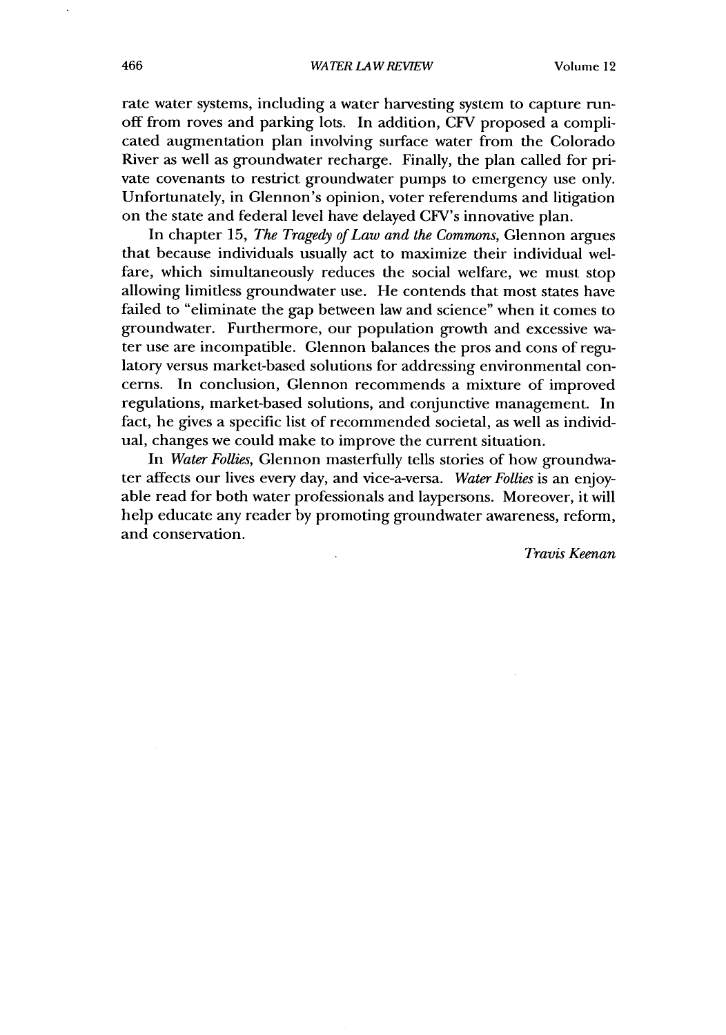rate water systems, including a water harvesting system to capture run-off from roves and parking lots. In addition, CFV proposed a complicated augmentation plan involving surface water from the Colorado River as well as groundwater recharge. Finally, the plan called for private covenants to restrict groundwater pumps to emergency use only. Unfortunately, in Glennon's opinion, voter referendums and litigation on the state and federal level have delayed CFV's innovative plan.

In chapter 15, *The Tragedy of Law and the Commons*, Glennon argues that because individuals usually act to maximize their individual welfare, which simultaneously reduces the social welfare, we must stop allowing limitless groundwater use. He contends that most states have failed to "eliminate the gap between law and science" when it comes to groundwater. Furthermore, our population growth and excessive water use are incompatible. Glennon balances the pros and cons of regulatory versus market-based solutions for addressing environmental concerns. In conclusion, Glennon recommends a mixture of improved regulations, market-based solutions, and conjunctive management. In fact, he gives a specific list of recommended societal, as well as individual, changes we could make to improve the current situation.

In *Water Follies*, Glennon masterfully tells stories of how groundwater affects our lives every day, and vice-a-versa. *Water Follies* is an enjoyable read for both water professionals and laypersons. Moreover, it will help educate any reader by promoting groundwater awareness, reform, and conservation.

*Travis Keenan*